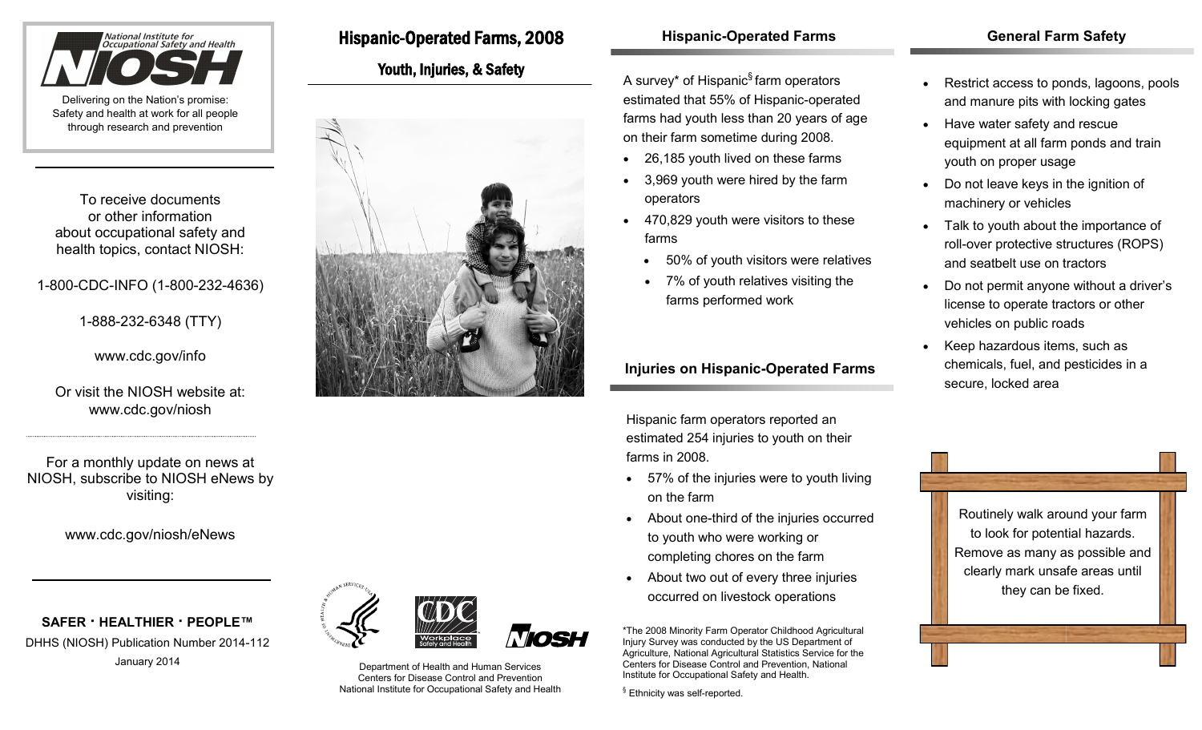National Institute for Occupational Safety and Health

NIOSH

Delivering on the Nation's promise: Safety and health at work for all people through research and prevention

To receive documents or other information about occupational safety and health topics, contact NIOSH:

1-800-CDC-INFO (1-800-232-4636)

1-888-232-6348 (TTY)

www.cdc.gov/info

Or visit the NIOSH website at: www.cdc.gov/niosh

For a monthly update on news at NIOSH, subscribe to NIOSH eNews by visiting:

www.cdc.gov/niosh/eNews

**SAFER · HEALTHIER · PEOPLE™**

DHHS (NIOSH) Publication Number 2014-112

January 2014

# Hispanic-Operated Farms, 2008

## Youth, Injuries, & Safety

Department of Health and Human Services
Centers for Disease Control and Prevention
National Institute for Occupational Safety and Health

## Hispanic-Operated Farms

A survey* of Hispanic[§] farm operators estimated that 55% of Hispanic-operated farms had youth less than 20 years of age on their farm sometime during 2008.

- 26,185 youth lived on these farms
- 3,969 youth were hired by the farm operators
- 470,829 youth were visitors to these farms
  - 50% of youth visitors were relatives
  - 7% of youth relatives visiting the farms performed work

## Injuries on Hispanic-Operated Farms

Hispanic farm operators reported an estimated 254 injuries to youth on their farms in 2008.

- 57% of the injuries were to youth living on the farm
- About one-third of the injuries occurred to youth who were working or completing chores on the farm
- About two out of every three injuries occurred on livestock operations

*The 2008 Minority Farm Operator Childhood Agricultural Injury Survey was conducted by the US Department of Agriculture, National Agricultural Statistics Service for the Centers for Disease Control and Prevention, National Institute for Occupational Safety and Health.

[§] Ethnicity was self-reported.

## General Farm Safety

- Restrict access to ponds, lagoons, pools and manure pits with locking gates
- Have water safety and rescue equipment at all farm ponds and train youth on proper usage
- Do not leave keys in the ignition of machinery or vehicles
- Talk to youth about the importance of roll-over protective structures (ROPS) and seatbelt use on tractors
- Do not permit anyone without a driver's license to operate tractors or other vehicles on public roads
- Keep hazardous items, such as chemicals, fuel, and pesticides in a secure, locked area

Routinely walk around your farm to look for potential hazards. Remove as many as possible and clearly mark unsafe areas until they can be fixed.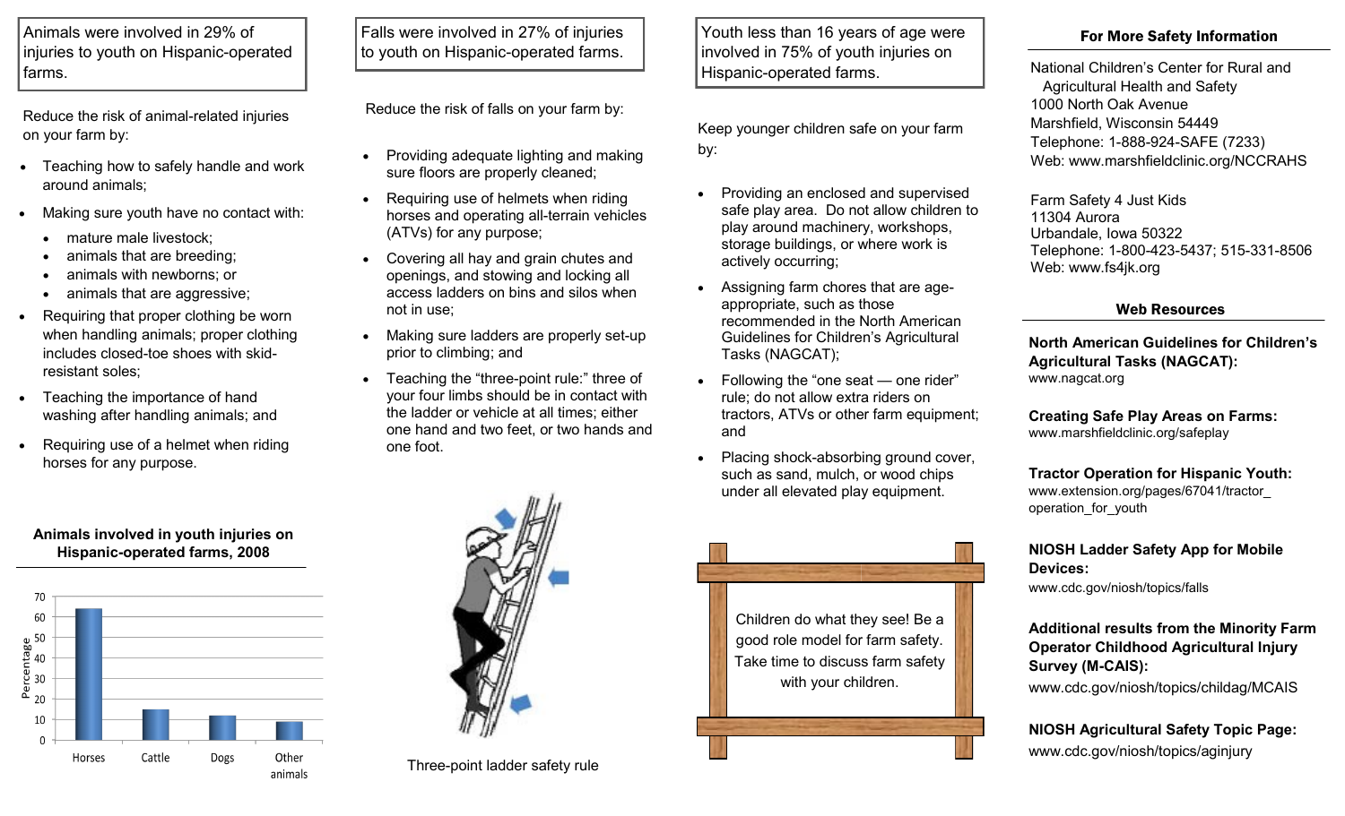Animals were involved in 29% of injuries to youth on Hispanic-operated farms.

Reduce the risk of animal-related injuries on your farm by:

- Teaching how to safely handle and work around animals;
- Making sure youth have no contact with:
  - mature male livestock;
  - animals that are breeding;
  - animals with newborns; or
  - animals that are aggressive;
- Requiring that proper clothing be worn when handling animals; proper clothing includes closed-toe shoes with skid-resistant soles;
- Teaching the importance of hand washing after handling animals; and
- Requiring use of a helmet when riding horses for any purpose.

**Animals involved in youth injuries on Hispanic-operated farms, 2008**

Percentage

70
60
50
40
30
20
10
0

Horses
Cattle
Dogs
Other animals

Falls were involved in 27% of injuries to youth on Hispanic-operated farms.

Reduce the risk of falls on your farm by:

- Providing adequate lighting and making sure floors are properly cleaned;
- Requiring use of helmets when riding horses and operating all-terrain vehicles (ATVs) for any purpose;
- Covering all hay and grain chutes and openings, and stowing and locking all access ladders on bins and silos when not in use;
- Making sure ladders are properly set-up prior to climbing; and
- Teaching the "three-point rule:" three of your four limbs should be in contact with the ladder or vehicle at all times; either one hand and two feet, or two hands and one foot.

Three-point ladder safety rule

Youth less than 16 years of age were involved in 75% of youth injuries on Hispanic-operated farms.

Keep younger children safe on your farm by:

- Providing an enclosed and supervised safe play area. Do not allow children to play around machinery, workshops, storage buildings, or where work is actively occurring;
- Assigning farm chores that are age-appropriate, such as those recommended in the North American Guidelines for Children's Agricultural Tasks (NAGCAT);
- Following the "one seat — one rider" rule; do not allow extra riders on tractors, ATVs or other farm equipment; and
- Placing shock-absorbing ground cover, such as sand, mulch, or wood chips under all elevated play equipment.

Children do what they see! Be a good role model for farm safety. Take time to discuss farm safety with your children.

## For More Safety Information

National Children's Center for Rural and Agricultural Health and Safety
1000 North Oak Avenue
Marshfield, Wisconsin 54449
Telephone: 1-888-924-SAFE (7233)
Web: www.marshfieldclinic.org/NCCRAHS

Farm Safety 4 Just Kids
11304 Aurora
Urbandale, Iowa 50322
Telephone: 1-800-423-5437; 515-331-8506
Web: www.fs4jk.org

## Web Resources

**North American Guidelines for Children's Agricultural Tasks (NAGCAT):**
www.nagcat.org

**Creating Safe Play Areas on Farms:**
www.marshfieldclinic.org/safeplay

**Tractor Operation for Hispanic Youth:**
www.extension.org/pages/67041/tractor_operation_for_youth

**NIOSH Ladder Safety App for Mobile Devices:**
www.cdc.gov/niosh/topics/falls

**Additional results from the Minority Farm Operator Childhood Agricultural Injury Survey (M-CAIS):**
www.cdc.gov/niosh/topics/childag/MCAIS

**NIOSH Agricultural Safety Topic Page:**
www.cdc.gov/niosh/topics/aginjury